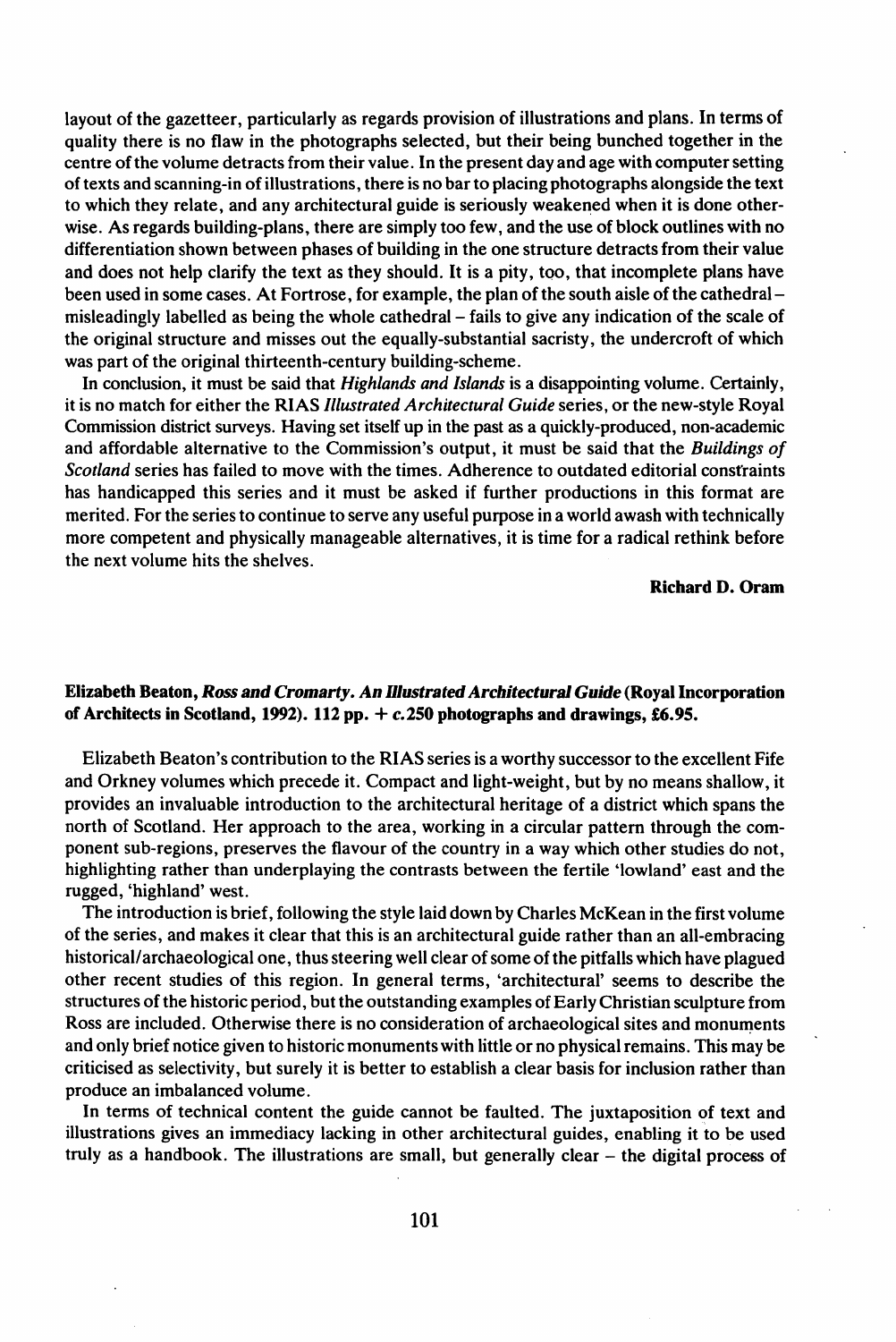layout of the gazetteer, particularly as regards provision of illustrations and plans. In terms of quality there is no flaw in the photographs selected, but their being bunched together in the centre of the volume detracts from their value. In the present day and age with computer setting of texts and scanning-in of illustrations, there is no bar to placing photographs alongside the text to which they relate, and any architectural guide is seriously weakened when it is done otherwise. As regards building-plans, there are simply too few, and the use of block outlines with no differentiation shown between phases of building in the one structure detracts from their value and does not help clarify the text as they should. It is a pity, too, that incomplete plans have been used in some cases. At Fortrose, for example, the plan of the south aisle of the cathedral – misleadingly labelled as being the whole cathedral – fails to give any indication of the scale of the original structure and misses out the equally-substantial sacristy, the undercroft of which was part of the original thirteenth-century building-scheme.

In conclusion, it must be said that *Highlands and Islands* is a disappointing volume. Certainly, it is no match for either the RIAS *Illustrated Architectural Guide* series, or the new-style Royal Commission district surveys. Having set itself up in the past as a quickly-produced, non-academic and affordable alternative to the Commission's output, it must be said that the *Buildings of Scotland* series has failed to move with the times. Adherence to outdated editorial constraints has handicapped this series and it must be asked if further productions in this format are merited. For the series to continue to serve any useful purpose in a world awash with technically more competent and physically manageable alternatives, it is time for a radical rethink before the next volume hits the shelves.

**Richard D. Oram**

**Elizabeth Beaton, *Ross and Cromarty. An Illustrated Architectural Guide* (Royal Incorporation of Architects in Scotland, 1992). 112 pp. + *c.*250 photographs and drawings, £6.95.**

Elizabeth Beaton's contribution to the RIAS series is a worthy successor to the excellent Fife and Orkney volumes which precede it. Compact and light-weight, but by no means shallow, it provides an invaluable introduction to the architectural heritage of a district which spans the north of Scotland. Her approach to the area, working in a circular pattern through the component sub-regions, preserves the flavour of the country in a way which other studies do not, highlighting rather than underplaying the contrasts between the fertile 'lowland' east and the rugged, 'highland' west.

The introduction is brief, following the style laid down by Charles McKean in the first volume of the series, and makes it clear that this is an architectural guide rather than an all-embracing historical/archaeological one, thus steering well clear of some of the pitfalls which have plagued other recent studies of this region. In general terms, 'architectural' seems to describe the structures of the historic period, but the outstanding examples of Early Christian sculpture from Ross are included. Otherwise there is no consideration of archaeological sites and monuments and only brief notice given to historic monuments with little or no physical remains. This may be criticised as selectivity, but surely it is better to establish a clear basis for inclusion rather than produce an imbalanced volume.

In terms of technical content the guide cannot be faulted. The juxtaposition of text and illustrations gives an immediacy lacking in other architectural guides, enabling it to be used truly as a handbook. The illustrations are small, but generally clear – the digital process of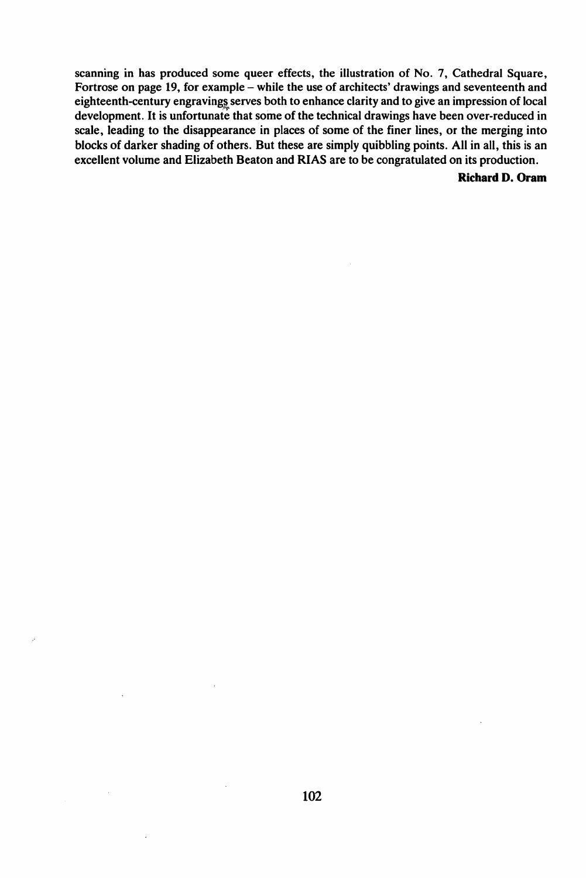scanning in has produced some queer effects, the illustration of No. 7, Cathedral Square, Fortrose on page 19, for example – while the use of architects' drawings and seventeenth and eighteenth-century engravings serves both to enhance clarity and to give an impression of local development. It is unfortunate that some of the technical drawings have been over-reduced in scale, leading to the disappearance in places of some of the finer lines, or the merging into blocks of darker shading of others. But these are simply quibbling points. All in all, this is an excellent volume and Elizabeth Beaton and RIAS are to be congratulated on its production.

**Richard D. Oram**